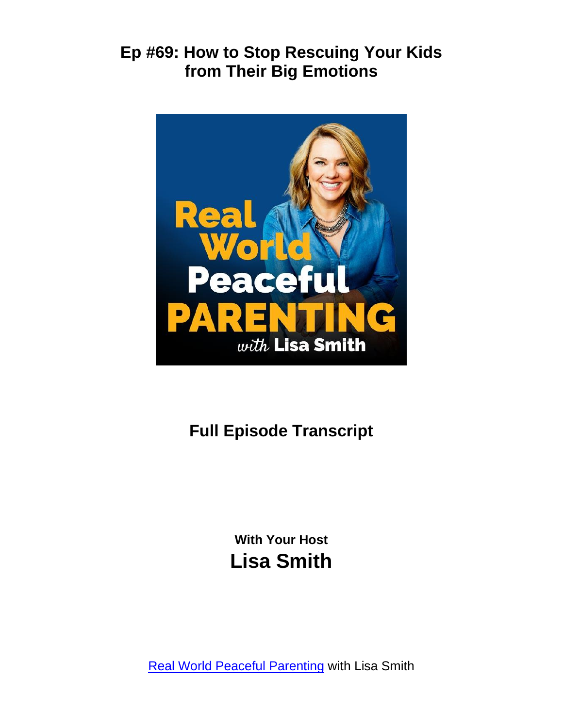# Ep #69: How to Stop Rescuing Your Kids from Their Big Emotions

## Full Episode Transcript

**With Your Host**

## Lisa Smith

[Real World Peaceful Parenting] with Lisa Smith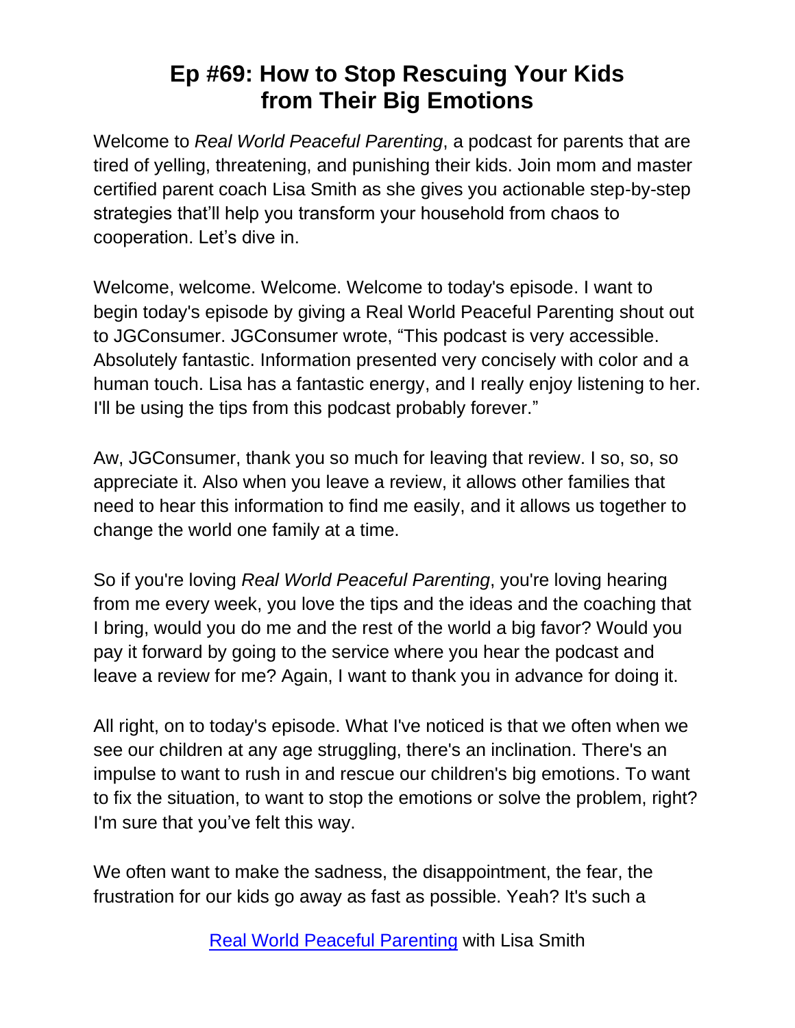# Ep #69: How to Stop Rescuing Your Kids from Their Big Emotions

Welcome to *Real World Peaceful Parenting*, a podcast for parents that are tired of yelling, threatening, and punishing their kids. Join mom and master certified parent coach Lisa Smith as she gives you actionable step-by-step strategies that'll help you transform your household from chaos to cooperation. Let's dive in.

Welcome, welcome. Welcome. Welcome to today's episode. I want to begin today's episode by giving a Real World Peaceful Parenting shout out to JGConsumer. JGConsumer wrote, "This podcast is very accessible. Absolutely fantastic. Information presented very concisely with color and a human touch. Lisa has a fantastic energy, and I really enjoy listening to her. I'll be using the tips from this podcast probably forever."

Aw, JGConsumer, thank you so much for leaving that review. I so, so, so appreciate it. Also when you leave a review, it allows other families that need to hear this information to find me easily, and it allows us together to change the world one family at a time.

So if you're loving *Real World Peaceful Parenting*, you're loving hearing from me every week, you love the tips and the ideas and the coaching that I bring, would you do me and the rest of the world a big favor? Would you pay it forward by going to the service where you hear the podcast and leave a review for me? Again, I want to thank you in advance for doing it.

All right, on to today's episode. What I've noticed is that we often when we see our children at any age struggling, there's an inclination. There's an impulse to want to rush in and rescue our children's big emotions. To want to fix the situation, to want to stop the emotions or solve the problem, right? I'm sure that you've felt this way.

We often want to make the sadness, the disappointment, the fear, the frustration for our kids go away as fast as possible. Yeah? It's such a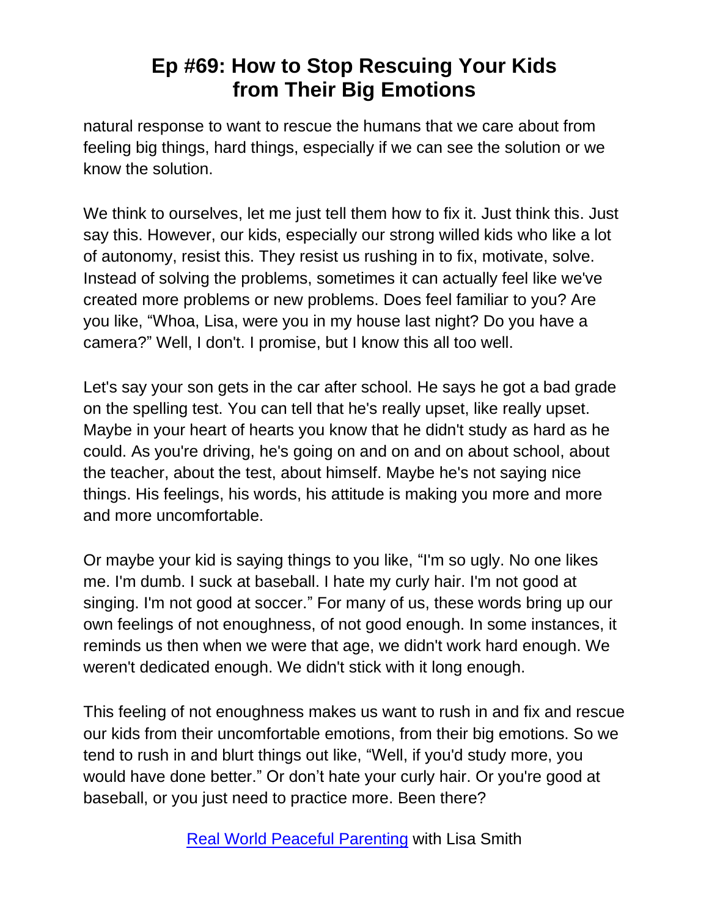natural response to want to rescue the humans that we care about from feeling big things, hard things, especially if we can see the solution or we know the solution.

We think to ourselves, let me just tell them how to fix it. Just think this. Just say this. However, our kids, especially our strong willed kids who like a lot of autonomy, resist this. They resist us rushing in to fix, motivate, solve. Instead of solving the problems, sometimes it can actually feel like we've created more problems or new problems. Does feel familiar to you? Are you like, "Whoa, Lisa, were you in my house last night? Do you have a camera?" Well, I don't. I promise, but I know this all too well.

Let's say your son gets in the car after school. He says he got a bad grade on the spelling test. You can tell that he's really upset, like really upset. Maybe in your heart of hearts you know that he didn't study as hard as he could. As you're driving, he's going on and on and on about school, about the teacher, about the test, about himself. Maybe he's not saying nice things. His feelings, his words, his attitude is making you more and more and more uncomfortable.

Or maybe your kid is saying things to you like, "I'm so ugly. No one likes me. I'm dumb. I suck at baseball. I hate my curly hair. I'm not good at singing. I'm not good at soccer." For many of us, these words bring up our own feelings of not enoughness, of not good enough. In some instances, it reminds us then when we were that age, we didn't work hard enough. We weren't dedicated enough. We didn't stick with it long enough.

This feeling of not enoughness makes us want to rush in and fix and rescue our kids from their uncomfortable emotions, from their big emotions. So we tend to rush in and blurt things out like, "Well, if you'd study more, you would have done better." Or don't hate your curly hair. Or you're good at baseball, or you just need to practice more. Been there?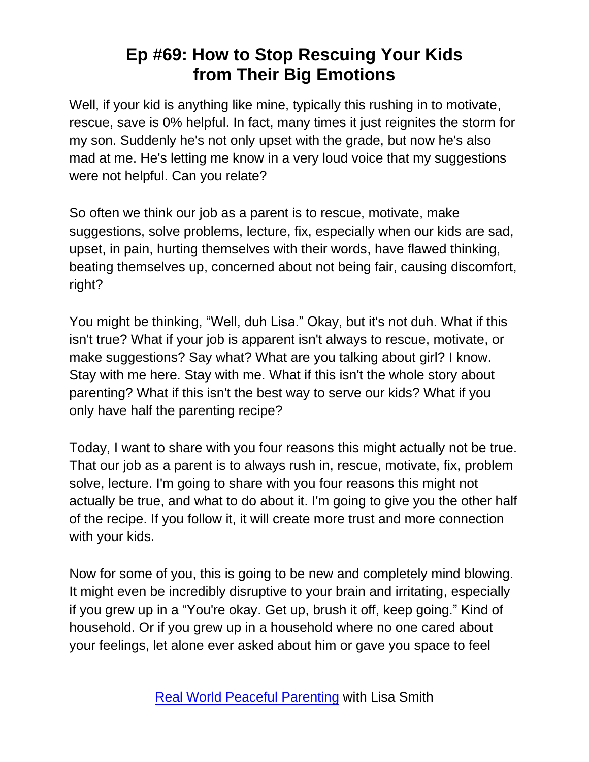# Ep #69: How to Stop Rescuing Your Kids from Their Big Emotions

Well, if your kid is anything like mine, typically this rushing in to motivate, rescue, save is 0% helpful. In fact, many times it just reignites the storm for my son. Suddenly he's not only upset with the grade, but now he's also mad at me. He's letting me know in a very loud voice that my suggestions were not helpful. Can you relate?

So often we think our job as a parent is to rescue, motivate, make suggestions, solve problems, lecture, fix, especially when our kids are sad, upset, in pain, hurting themselves with their words, have flawed thinking, beating themselves up, concerned about not being fair, causing discomfort, right?

You might be thinking, "Well, duh Lisa." Okay, but it's not duh. What if this isn't true? What if your job is apparent isn't always to rescue, motivate, or make suggestions? Say what? What are you talking about girl? I know. Stay with me here. Stay with me. What if this isn't the whole story about parenting? What if this isn't the best way to serve our kids? What if you only have half the parenting recipe?

Today, I want to share with you four reasons this might actually not be true. That our job as a parent is to always rush in, rescue, motivate, fix, problem solve, lecture. I'm going to share with you four reasons this might not actually be true, and what to do about it. I'm going to give you the other half of the recipe. If you follow it, it will create more trust and more connection with your kids.

Now for some of you, this is going to be new and completely mind blowing. It might even be incredibly disruptive to your brain and irritating, especially if you grew up in a "You're okay. Get up, brush it off, keep going." Kind of household. Or if you grew up in a household where no one cared about your feelings, let alone ever asked about him or gave you space to feel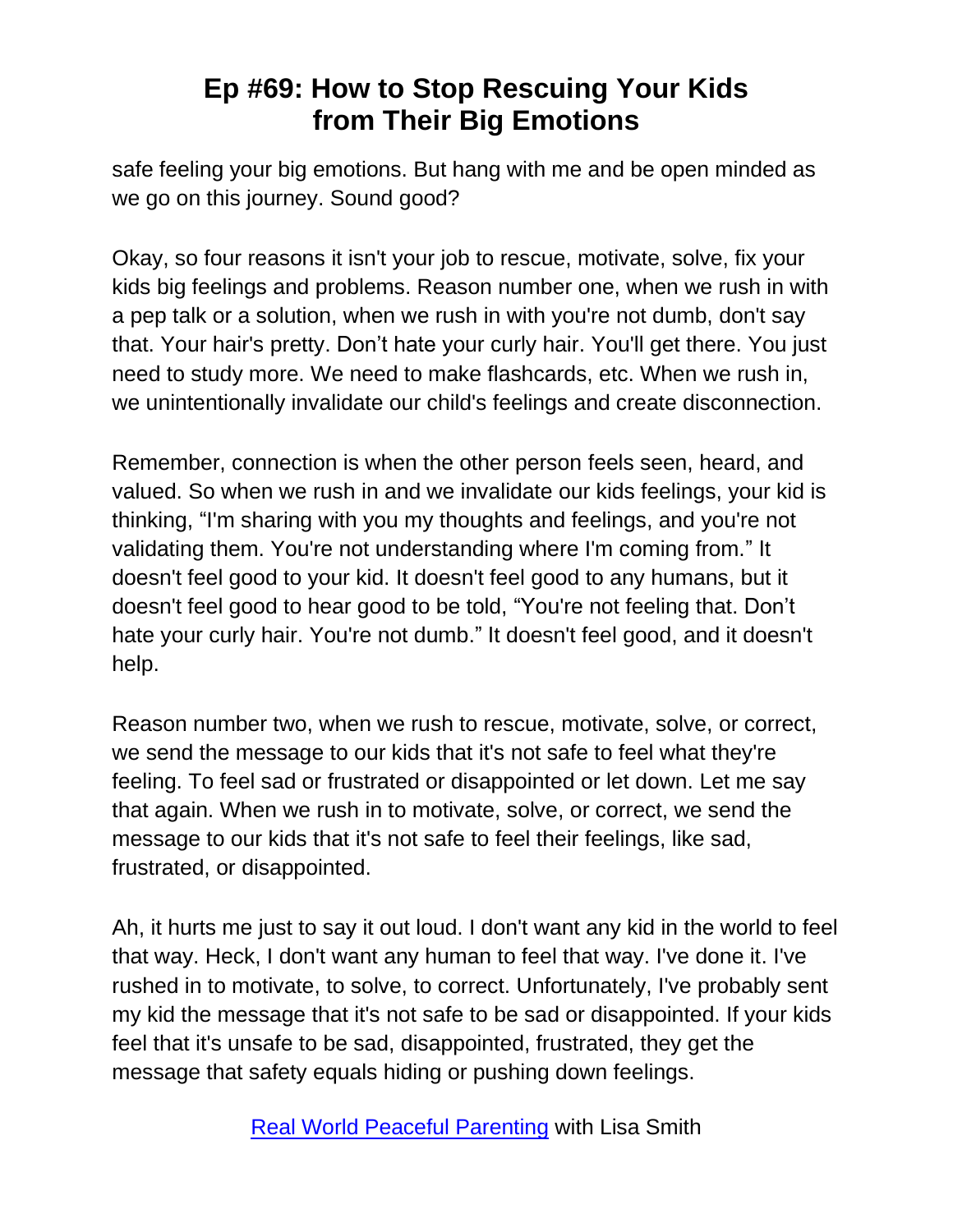safe feeling your big emotions. But hang with me and be open minded as we go on this journey. Sound good?

Okay, so four reasons it isn't your job to rescue, motivate, solve, fix your kids big feelings and problems. Reason number one, when we rush in with a pep talk or a solution, when we rush in with you're not dumb, don't say that. Your hair's pretty. Don't hate your curly hair. You'll get there. You just need to study more. We need to make flashcards, etc. When we rush in, we unintentionally invalidate our child's feelings and create disconnection.

Remember, connection is when the other person feels seen, heard, and valued. So when we rush in and we invalidate our kids feelings, your kid is thinking, "I'm sharing with you my thoughts and feelings, and you're not validating them. You're not understanding where I'm coming from." It doesn't feel good to your kid. It doesn't feel good to any humans, but it doesn't feel good to hear good to be told, "You're not feeling that. Don't hate your curly hair. You're not dumb." It doesn't feel good, and it doesn't help.

Reason number two, when we rush to rescue, motivate, solve, or correct, we send the message to our kids that it's not safe to feel what they're feeling. To feel sad or frustrated or disappointed or let down. Let me say that again. When we rush in to motivate, solve, or correct, we send the message to our kids that it's not safe to feel their feelings, like sad, frustrated, or disappointed.

Ah, it hurts me just to say it out loud. I don't want any kid in the world to feel that way. Heck, I don't want any human to feel that way. I've done it. I've rushed in to motivate, to solve, to correct. Unfortunately, I've probably sent my kid the message that it's not safe to be sad or disappointed. If your kids feel that it's unsafe to be sad, disappointed, frustrated, they get the message that safety equals hiding or pushing down feelings.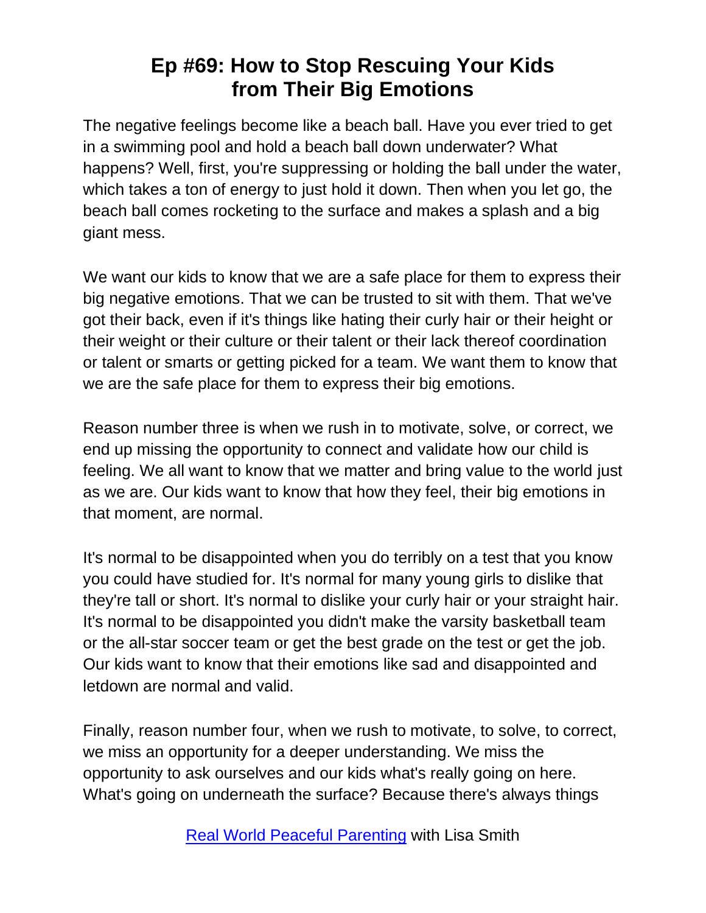The negative feelings become like a beach ball. Have you ever tried to get in a swimming pool and hold a beach ball down underwater? What happens? Well, first, you're suppressing or holding the ball under the water, which takes a ton of energy to just hold it down. Then when you let go, the beach ball comes rocketing to the surface and makes a splash and a big giant mess.

We want our kids to know that we are a safe place for them to express their big negative emotions. That we can be trusted to sit with them. That we've got their back, even if it's things like hating their curly hair or their height or their weight or their culture or their talent or their lack thereof coordination or talent or smarts or getting picked for a team. We want them to know that we are the safe place for them to express their big emotions.

Reason number three is when we rush in to motivate, solve, or correct, we end up missing the opportunity to connect and validate how our child is feeling. We all want to know that we matter and bring value to the world just as we are. Our kids want to know that how they feel, their big emotions in that moment, are normal.

It's normal to be disappointed when you do terribly on a test that you know you could have studied for. It's normal for many young girls to dislike that they're tall or short. It's normal to dislike your curly hair or your straight hair. It's normal to be disappointed you didn't make the varsity basketball team or the all-star soccer team or get the best grade on the test or get the job. Our kids want to know that their emotions like sad and disappointed and letdown are normal and valid.

Finally, reason number four, when we rush to motivate, to solve, to correct, we miss an opportunity for a deeper understanding. We miss the opportunity to ask ourselves and our kids what's really going on here. What's going on underneath the surface? Because there's always things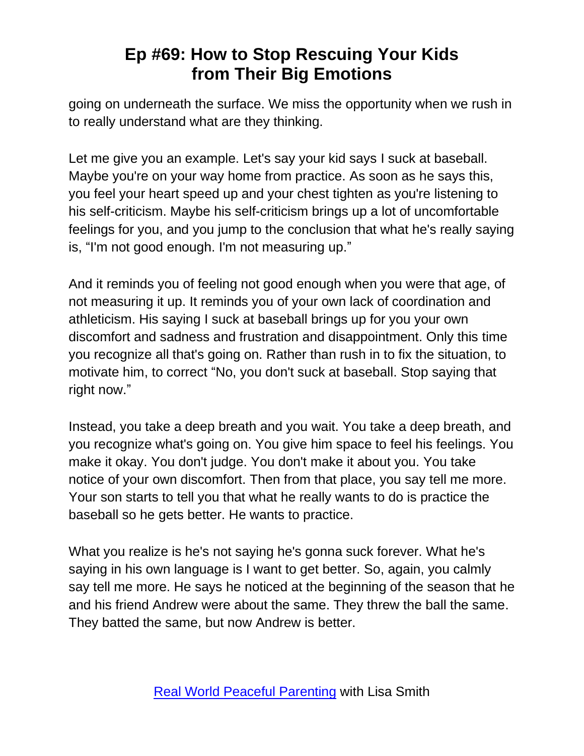going on underneath the surface. We miss the opportunity when we rush in to really understand what are they thinking.

Let me give you an example. Let's say your kid says I suck at baseball. Maybe you're on your way home from practice. As soon as he says this, you feel your heart speed up and your chest tighten as you're listening to his self-criticism. Maybe his self-criticism brings up a lot of uncomfortable feelings for you, and you jump to the conclusion that what he's really saying is, "I'm not good enough. I'm not measuring up."

And it reminds you of feeling not good enough when you were that age, of not measuring it up. It reminds you of your own lack of coordination and athleticism. His saying I suck at baseball brings up for you your own discomfort and sadness and frustration and disappointment. Only this time you recognize all that's going on. Rather than rush in to fix the situation, to motivate him, to correct "No, you don't suck at baseball. Stop saying that right now."

Instead, you take a deep breath and you wait. You take a deep breath, and you recognize what's going on. You give him space to feel his feelings. You make it okay. You don't judge. You don't make it about you. You take notice of your own discomfort. Then from that place, you say tell me more. Your son starts to tell you that what he really wants to do is practice the baseball so he gets better. He wants to practice.

What you realize is he's not saying he's gonna suck forever. What he's saying in his own language is I want to get better. So, again, you calmly say tell me more. He says he noticed at the beginning of the season that he and his friend Andrew were about the same. They threw the ball the same. They batted the same, but now Andrew is better.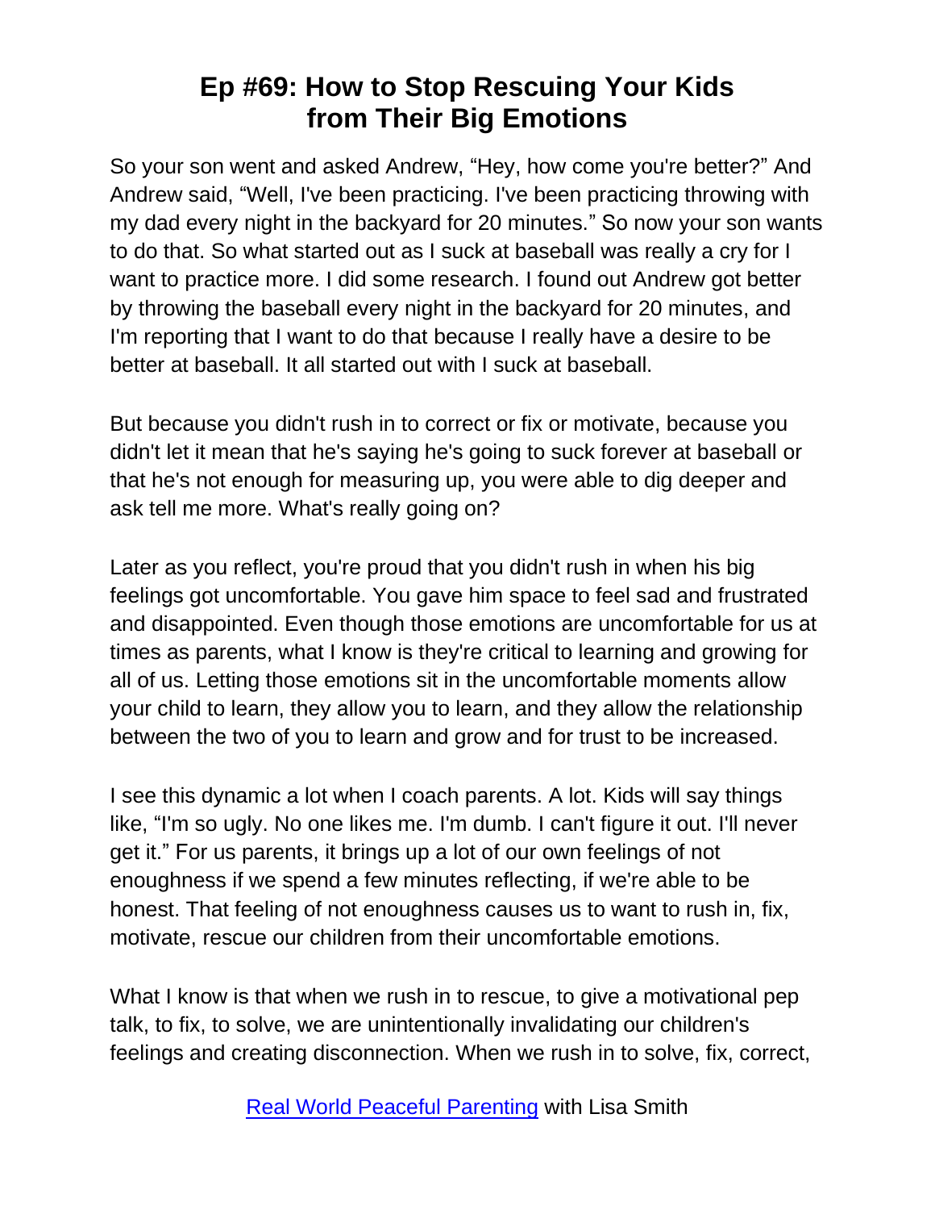# Ep #69: How to Stop Rescuing Your Kids from Their Big Emotions

So your son went and asked Andrew, "Hey, how come you're better?" And Andrew said, "Well, I've been practicing. I've been practicing throwing with my dad every night in the backyard for 20 minutes." So now your son wants to do that. So what started out as I suck at baseball was really a cry for I want to practice more. I did some research. I found out Andrew got better by throwing the baseball every night in the backyard for 20 minutes, and I'm reporting that I want to do that because I really have a desire to be better at baseball. It all started out with I suck at baseball.

But because you didn't rush in to correct or fix or motivate, because you didn't let it mean that he's saying he's going to suck forever at baseball or that he's not enough for measuring up, you were able to dig deeper and ask tell me more. What's really going on?

Later as you reflect, you're proud that you didn't rush in when his big feelings got uncomfortable. You gave him space to feel sad and frustrated and disappointed. Even though those emotions are uncomfortable for us at times as parents, what I know is they're critical to learning and growing for all of us. Letting those emotions sit in the uncomfortable moments allow your child to learn, they allow you to learn, and they allow the relationship between the two of you to learn and grow and for trust to be increased.

I see this dynamic a lot when I coach parents. A lot. Kids will say things like, "I'm so ugly. No one likes me. I'm dumb. I can't figure it out. I'll never get it." For us parents, it brings up a lot of our own feelings of not enoughness if we spend a few minutes reflecting, if we're able to be honest. That feeling of not enoughness causes us to want to rush in, fix, motivate, rescue our children from their uncomfortable emotions.

What I know is that when we rush in to rescue, to give a motivational pep talk, to fix, to solve, we are unintentionally invalidating our children's feelings and creating disconnection. When we rush in to solve, fix, correct,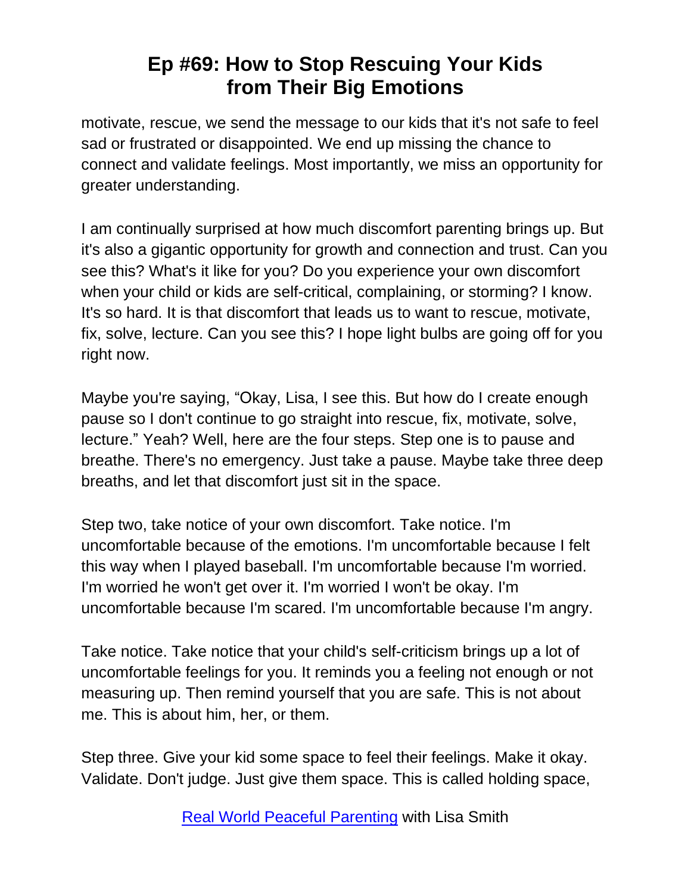motivate, rescue, we send the message to our kids that it's not safe to feel sad or frustrated or disappointed. We end up missing the chance to connect and validate feelings. Most importantly, we miss an opportunity for greater understanding.

I am continually surprised at how much discomfort parenting brings up. But it's also a gigantic opportunity for growth and connection and trust. Can you see this? What's it like for you? Do you experience your own discomfort when your child or kids are self-critical, complaining, or storming? I know. It's so hard. It is that discomfort that leads us to want to rescue, motivate, fix, solve, lecture. Can you see this? I hope light bulbs are going off for you right now.

Maybe you're saying, "Okay, Lisa, I see this. But how do I create enough pause so I don't continue to go straight into rescue, fix, motivate, solve, lecture." Yeah? Well, here are the four steps. Step one is to pause and breathe. There's no emergency. Just take a pause. Maybe take three deep breaths, and let that discomfort just sit in the space.

Step two, take notice of your own discomfort. Take notice. I'm uncomfortable because of the emotions. I'm uncomfortable because I felt this way when I played baseball. I'm uncomfortable because I'm worried. I'm worried he won't get over it. I'm worried I won't be okay. I'm uncomfortable because I'm scared. I'm uncomfortable because I'm angry.

Take notice. Take notice that your child's self-criticism brings up a lot of uncomfortable feelings for you. It reminds you a feeling not enough or not measuring up. Then remind yourself that you are safe. This is not about me. This is about him, her, or them.

Step three. Give your kid some space to feel their feelings. Make it okay. Validate. Don't judge. Just give them space. This is called holding space,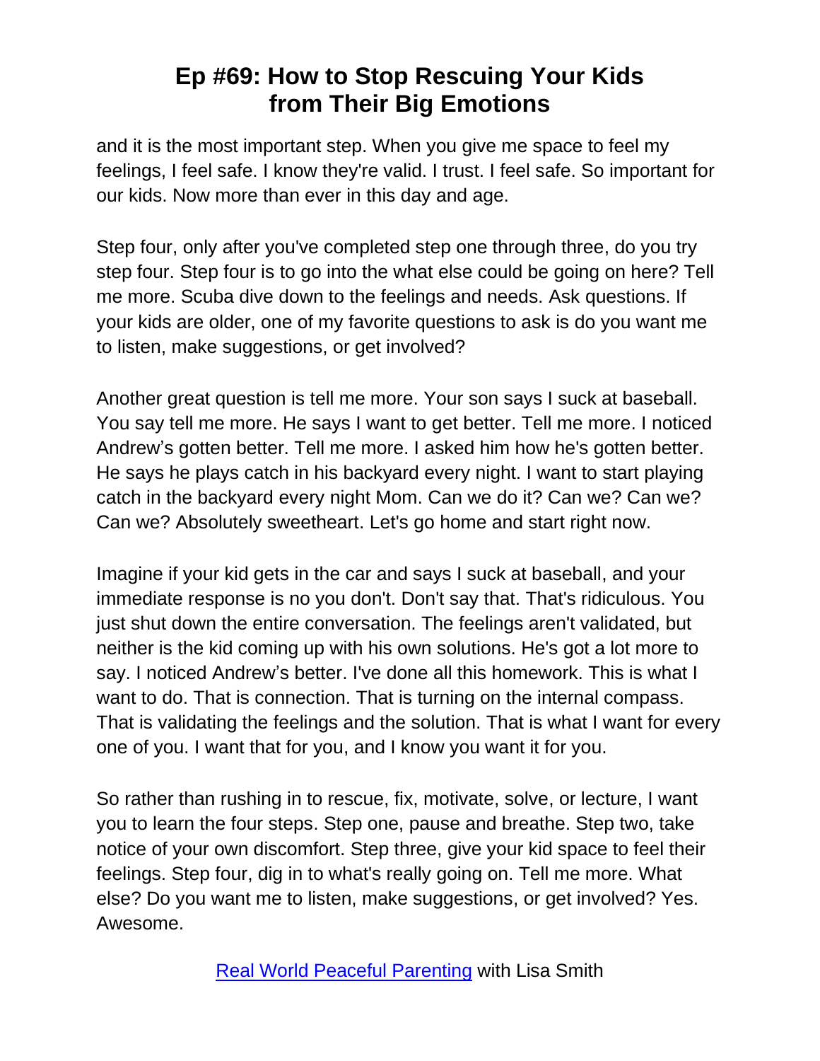and it is the most important step. When you give me space to feel my feelings, I feel safe. I know they're valid. I trust. I feel safe. So important for our kids. Now more than ever in this day and age.

Step four, only after you've completed step one through three, do you try step four. Step four is to go into the what else could be going on here? Tell me more. Scuba dive down to the feelings and needs. Ask questions. If your kids are older, one of my favorite questions to ask is do you want me to listen, make suggestions, or get involved?

Another great question is tell me more. Your son says I suck at baseball. You say tell me more. He says I want to get better. Tell me more. I noticed Andrew's gotten better. Tell me more. I asked him how he's gotten better. He says he plays catch in his backyard every night. I want to start playing catch in the backyard every night Mom. Can we do it? Can we? Can we? Can we? Absolutely sweetheart. Let's go home and start right now.

Imagine if your kid gets in the car and says I suck at baseball, and your immediate response is no you don't. Don't say that. That's ridiculous. You just shut down the entire conversation. The feelings aren't validated, but neither is the kid coming up with his own solutions. He's got a lot more to say. I noticed Andrew's better. I've done all this homework. This is what I want to do. That is connection. That is turning on the internal compass. That is validating the feelings and the solution. That is what I want for every one of you. I want that for you, and I know you want it for you.

So rather than rushing in to rescue, fix, motivate, solve, or lecture, I want you to learn the four steps. Step one, pause and breathe. Step two, take notice of your own discomfort. Step three, give your kid space to feel their feelings. Step four, dig in to what's really going on. Tell me more. What else? Do you want me to listen, make suggestions, or get involved? Yes. Awesome.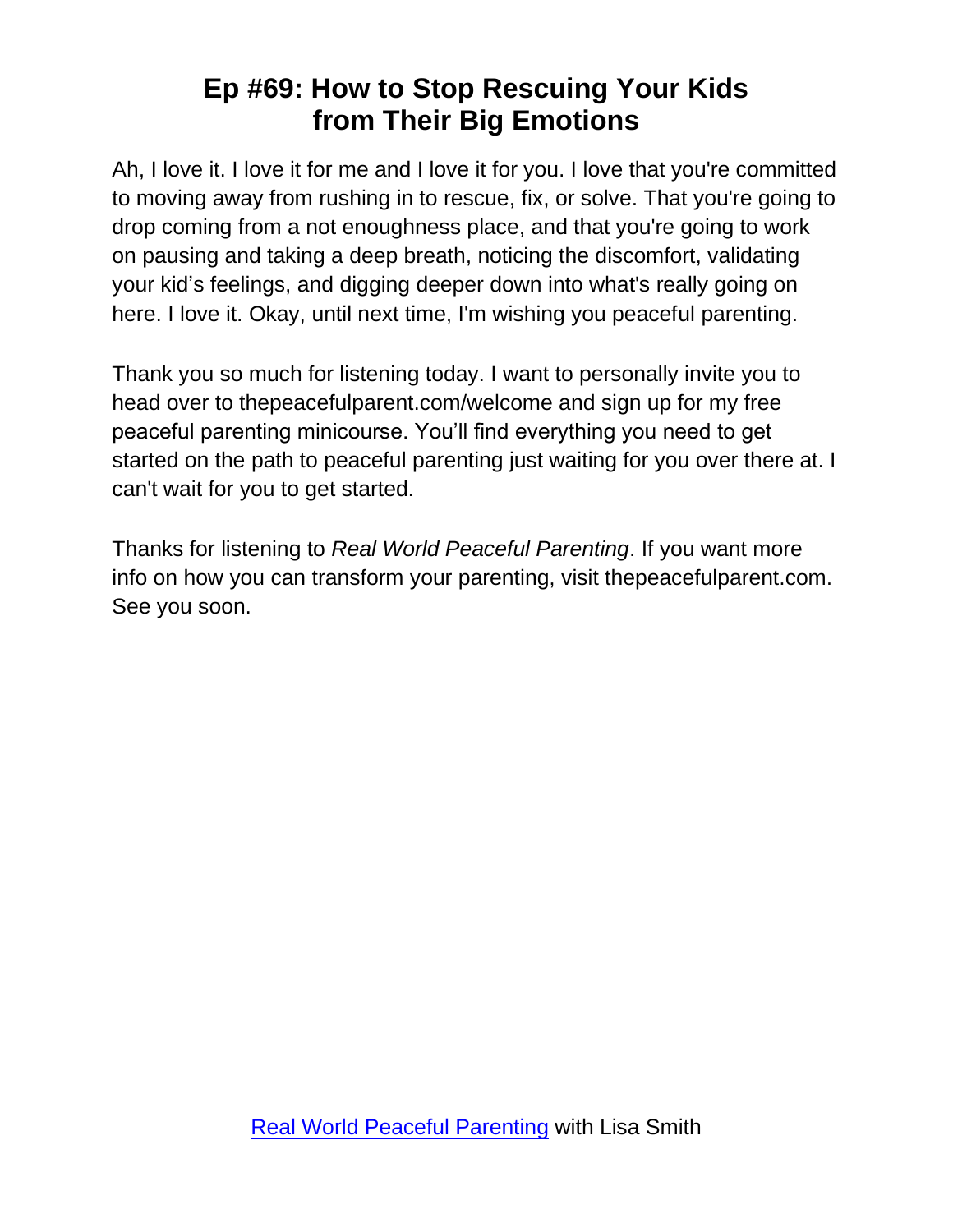# Ep #69: How to Stop Rescuing Your Kids from Their Big Emotions

Ah, I love it. I love it for me and I love it for you. I love that you're committed to moving away from rushing in to rescue, fix, or solve. That you're going to drop coming from a not enoughness place, and that you're going to work on pausing and taking a deep breath, noticing the discomfort, validating your kid's feelings, and digging deeper down into what's really going on here. I love it. Okay, until next time, I'm wishing you peaceful parenting.

Thank you so much for listening today. I want to personally invite you to head over to thepeacefulparent.com/welcome and sign up for my free peaceful parenting minicourse. You'll find everything you need to get started on the path to peaceful parenting just waiting for you over there at. I can't wait for you to get started.

Thanks for listening to *Real World Peaceful Parenting*. If you want more info on how you can transform your parenting, visit thepeacefulparent.com. See you soon.